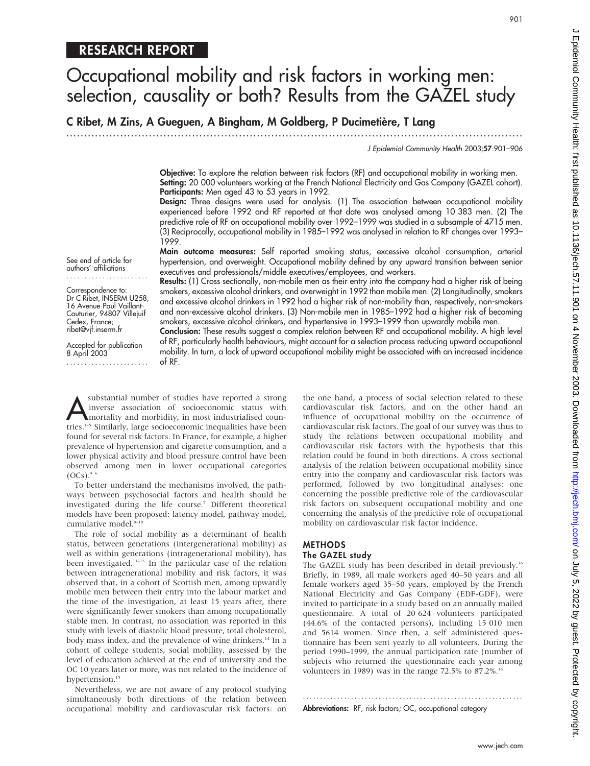RESEARCH REPORT

# Occupational mobility and risk factors in working men: selection, causality or both? Results from the GAZEL study

**C Ribet, M Zins, A Gueguen, A Bingham, M Goldberg, P Ducimetière, T Lang**

*J Epidemiol Community Health* 2003;**57**:901–906

**Objective:** To explore the relation between risk factors (RF) and occupational mobility in working men.

**Setting:** 20 000 volunteers working at the French National Electricity and Gas Company (GAZEL cohort).

**Participants:** Men aged 43 to 53 years in 1992.

**Design:** Three designs were used for analysis. (1) The association between occupational mobility experienced before 1992 and RF reported at that date was analysed among 10 383 men. (2) The predictive role of RF on occupational mobility over 1992–1999 was studied in a subsample of 4715 men. (3) Reciprocally, occupational mobility in 1985–1992 was analysed in relation to RF changes over 1993–1999.

**Main outcome measures:** Self reported smoking status, excessive alcohol consumption, arterial hypertension, and overweight. Occupational mobility defined by any upward transition between senior executives and professionals/middle executives/employees, and workers.

**Results:** (1) Cross sectionally, non-mobile men as their entry into the company had a higher risk of being smokers, excessive alcohol drinkers, and overweight in 1992 than mobile men. (2) Longitudinally, smokers and excessive alcohol drinkers in 1992 had a higher risk of non-mobility than, respectively, non-smokers and non-excessive alcohol drinkers. (3) Non-mobile men in 1985–1992 had a higher risk of becoming smokers, excessive alcohol drinkers, and hypertensive in 1993–1999 than upwardly mobile men.

**Conclusion:** These results suggest a complex relation between RF and occupational mobility. A high level of RF, particularly health behaviours, might account for a selection process reducing upward occupational mobility. In turn, a lack of upward occupational mobility might be associated with an increased incidence of RF.

See end of article for authors' affiliations

Correspondence to: Dr C Ribet, INSERM U258, 16 Avenue Paul Vaillant-Couturier, 94807 Villejuif Cedex, France; ribet@vjf.inserm.fr

Accepted for publication 8 April 2003

A substantial number of studies have reported a strong inverse association of socioeconomic status with mortality and morbidity, in most industrialised countries.[1–5] Similarly, large socioeconomic inequalities have been found for several risk factors. In France, for example, a higher prevalence of hypertension and cigarette consumption, and a lower physical activity and blood pressure control have been observed among men in lower occupational categories (OCs).[4,6]

To better understand the mechanisms involved, the pathways between psychosocial factors and health should be investigated during the life course.[7] Different theoretical models have been proposed: latency model, pathway model, cumulative model.[8–10]

The role of social mobility as a determinant of health status, between generations (intergenerational mobility) as well as within generations (intragenerational mobility), has been investigated.[11–13] In the particular case of the relation between intragenerational mobility and risk factors, it was observed that, in a cohort of Scottish men, among upwardly mobile men between their entry into the labour market and the time of the investigation, at least 15 years after, there were significantly fewer smokers than among occupationally stable men. In contrast, no association was reported in this study with levels of diastolic blood pressure, total cholesterol, body mass index, and the prevalence of wine drinkers.[14] In a cohort of college students, social mobility, assessed by the level of education achieved at the end of university and the OC 10 years later or more, was not related to the incidence of hypertension.[15]

Nevertheless, we are not aware of any protocol studying simultaneously both directions of the relation between occupational mobility and cardiovascular risk factors: on the one hand, a process of social selection related to these cardiovascular risk factors, and on the other hand an influence of occupational mobility on the occurrence of cardiovascular risk factors. The goal of our survey was thus to study the relations between occupational mobility and cardiovascular risk factors with the hypothesis that this relation could be found in both directions. A cross sectional analysis of the relation between occupational mobility since entry into the company and cardiovascular risk factors was performed, followed by two longitudinal analyses: one concerning the possible predictive role of the cardiovascular risk factors on subsequent occupational mobility and one concerning the analysis of the predictive role of occupational mobility on cardiovascular risk factor incidence.

## METHODS

### The GAZEL study

The GAZEL study has been described in detail previously.[16] Briefly, in 1989, all male workers aged 40–50 years and all female workers aged 35–50 years, employed by the French National Electricity and Gas Company (EDF-GDF), were invited to participate in a study based on an annually mailed questionnaire. A total of 20 624 volunteers participated (44.6% of the contacted persons), including 15 010 men and 5614 women. Since then, a self administered questionnaire has been sent yearly to all volunteers. During the period 1990–1999, the annual participation rate (number of subjects who returned the questionnaire each year among volunteers in 1989) was in the range 72.5% to 87.2%.[16]

**Abbreviations:** RF, risk factors; OC, occupational category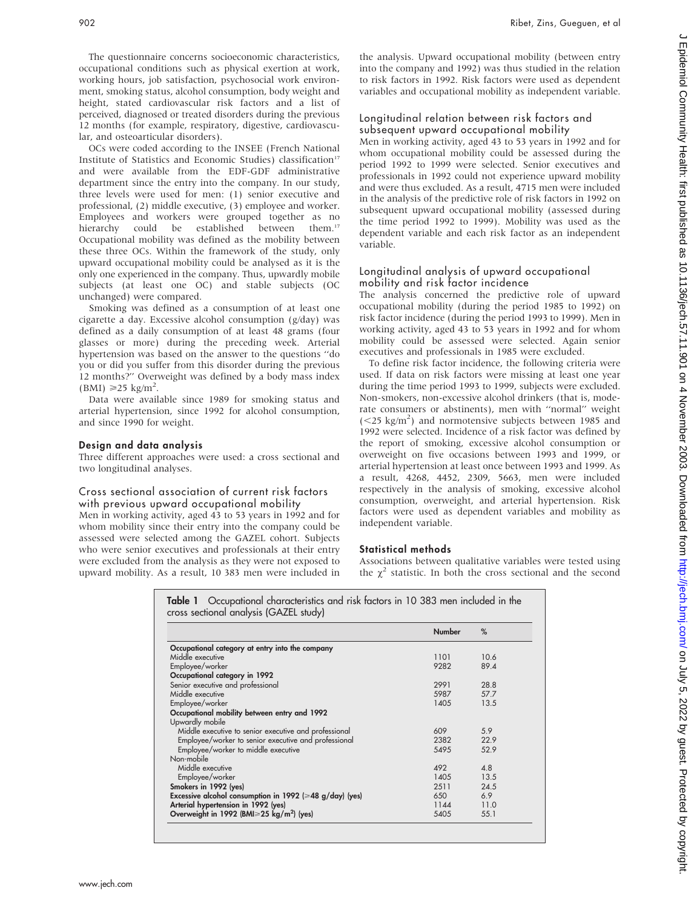The questionnaire concerns socioeconomic characteristics, occupational conditions such as physical exertion at work, working hours, job satisfaction, psychosocial work environment, smoking status, alcohol consumption, body weight and height, stated cardiovascular risk factors and a list of perceived, diagnosed or treated disorders during the previous 12 months (for example, respiratory, digestive, cardiovascular, and osteoarticular disorders).

OCs were coded according to the INSEE (French National Institute of Statistics and Economic Studies) classification[17] and were available from the EDF-GDF administrative department since the entry into the company. In our study, three levels were used for men: (1) senior executive and professional, (2) middle executive, (3) employee and worker. Employees and workers were grouped together as no hierarchy could be established between them.[17] Occupational mobility was defined as the mobility between these three OCs. Within the framework of the study, only upward occupational mobility could be analysed as it is the only one experienced in the company. Thus, upwardly mobile subjects (at least one OC) and stable subjects (OC unchanged) were compared.

Smoking was defined as a consumption of at least one cigarette a day. Excessive alcohol consumption (g/day) was defined as a daily consumption of at least 48 grams (four glasses or more) during the preceding week. Arterial hypertension was based on the answer to the questions "do you or did you suffer from this disorder during the previous 12 months?" Overweight was defined by a body mass index (BMI) $\geq$25 kg/m$^2$.

Data were available since 1989 for smoking status and arterial hypertension, since 1992 for alcohol consumption, and since 1990 for weight.

### Design and data analysis

Three different approaches were used: a cross sectional and two longitudinal analyses.

#### Cross sectional association of current risk factors with previous upward occupational mobility

Men in working activity, aged 43 to 53 years in 1992 and for whom mobility since their entry into the company could be assessed were selected among the GAZEL cohort. Subjects who were senior executives and professionals at their entry were excluded from the analysis as they were not exposed to upward mobility. As a result, 10 383 men were included in the analysis. Upward occupational mobility (between entry into the company and 1992) was thus studied in the relation to risk factors in 1992. Risk factors were used as dependent variables and occupational mobility as independent variable.

#### Longitudinal relation between risk factors and subsequent upward occupational mobility

Men in working activity, aged 43 to 53 years in 1992 and for whom occupational mobility could be assessed during the period 1992 to 1999 were selected. Senior executives and professionals in 1992 could not experience upward mobility and were thus excluded. As a result, 4715 men were included in the analysis of the predictive role of risk factors in 1992 on subsequent upward occupational mobility (assessed during the time period 1992 to 1999). Mobility was used as the dependent variable and each risk factor as an independent variable.

#### Longitudinal analysis of upward occupational mobility and risk factor incidence

The analysis concerned the predictive role of upward occupational mobility (during the period 1985 to 1992) on risk factor incidence (during the period 1993 to 1999). Men in working activity, aged 43 to 53 years in 1992 and for whom mobility could be assessed were selected. Again senior executives and professionals in 1985 were excluded.

To define risk factor incidence, the following criteria were used. If data on risk factors were missing at least one year during the time period 1993 to 1999, subjects were excluded. Non-smokers, non-excessive alcohol drinkers (that is, moderate consumers or abstinents), men with "normal" weight ($<$25 kg/m$^2$) and normotensive subjects between 1985 and 1992 were selected. Incidence of a risk factor was defined by the report of smoking, excessive alcohol consumption or overweight on five occasions between 1993 and 1999, or arterial hypertension at least once between 1993 and 1999. As a result, 4268, 4452, 2309, 5663, men were included respectively in the analysis of smoking, excessive alcohol consumption, overweight, and arterial hypertension. Risk factors were used as dependent variables and mobility as independent variable.

### Statistical methods

Associations between qualitative variables were tested using the $\chi^2$ statistic. In both the cross sectional and the second

**Table 1** Occupational characteristics and risk factors in 10 383 men included in the cross sectional analysis (GAZEL study)

| | Number | % |
|---|---|---|
| **Occupational category at entry into the company** | | |
| Middle executive | 1101 | 10.6 |
| Employee/worker | 9282 | 89.4 |
| **Occupational category in 1992** | | |
| Senior executive and professional | 2991 | 28.8 |
| Middle executive | 5987 | 57.7 |
| Employee/worker | 1405 | 13.5 |
| **Occupational mobility between entry and 1992** | | |
| Upwardly mobile | | |
| Middle executive to senior executive and professional | 609 | 5.9 |
| Employee/worker to senior executive and professional | 2382 | 22.9 |
| Employee/worker to middle executive | 5495 | 52.9 |
| Non-mobile | | |
| Middle executive | 492 | 4.8 |
| Employee/worker | 1405 | 13.5 |
| **Smokers in 1992 (yes)** | 2511 | 24.5 |
| **Excessive alcohol consumption in 1992 ($\geq$48 g/day) (yes)** | 650 | 6.9 |
| **Arterial hypertension in 1992 (yes)** | 1144 | 11.0 |
| **Overweight in 1992 (BMI$\geq$25 kg/m$^2$) (yes)** | 5405 | 55.1 |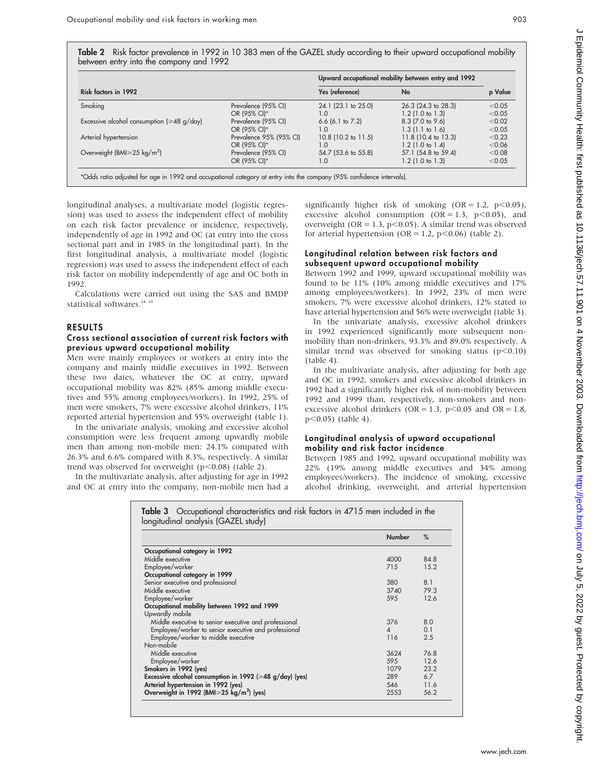**Table 2** Risk factor prevalence in 1992 in 10 383 men of the GAZEL study according to their upward occupational mobility between entry into the company and 1992

| Risk factors in 1992 | | Upward occupational mobility between entry and 1992 | | p Value |
|---|---|---|---|---|
| | | Yes (reference) | No | |
| Smoking | Prevalence (95% CI) | 24.1 (23.1 to 25.0) | 26.3 (24.3 to 28.3) | <0.05 |
| | OR (95% CI)* | 1.0 | 1.2 (1.0 to 1.3) | <0.05 |
| Excessive alcohol consumption (≥48 g/day) | Prevalence (95% CI) | 6.6 (6.1 to 7.2) | 8.3 (7.0 to 9.6) | <0.02 |
| | OR (95% CI)* | 1.0 | 1.3 (1.1 to 1.6) | <0.05 |
| Arterial hypertension | Prevalence 95% (95% CI) | 10.8 (10.2 to 11.5) | 11.8 (10.4 to 13.3) | <0.23 |
| | OR (95% CI)* | 1.0 | 1.2 (1.0 to 1.4) | <0.06 |
| Overweight (BMI≥25 kg/m$^2$) | Prevalence (95% CI) | 54.7 (53.6 to 55.8) | 57.1 (54.8 to 59.4) | <0.08 |
| | OR (95% CI)* | 1.0 | 1.2 (1.0 to 1.3) | <0.05 |

*Odds ratio adjusted for age in 1992 and occupational category at entry into the company (95% confidence intervals).

longitudinal analyses, a multivariate model (logistic regression) was used to assess the independent effect of mobility on each risk factor prevalence or incidence, respectively, independently of age in 1992 and OC (at entry into the cross sectional part and in 1985 in the longitudinal part). In the first longitudinal analysis, a multivariate model (logistic regression) was used to assess the independent effect of each risk factor on mobility independently of age and OC both in 1992.

Calculations were carried out using the SAS and BMDP statistical softwares.[18 19]

## RESULTS

### Cross sectional association of current risk factors with previous upward occupational mobility

Men were mainly employees or workers at entry into the company and mainly middle executives in 1992. Between these two dates, whatever the OC at entry, upward occupational mobility was 82% (85% among middle executives and 55% among employees/workers). In 1992, 25% of men were smokers, 7% were excessive alcohol drinkers, 11% reported arterial hypertension and 55% overweight (table 1).

In the univariate analysis, smoking and excessive alcohol consumption were less frequent among upwardly mobile men than among non-mobile men: 24.1% compared with 26.3% and 6.6% compared with 8.3%, respectively. A similar trend was observed for overweight ($p<0.08$) (table 2).

In the multivariate analysis, after adjusting for age in 1992 and OC at entry into the company, non-mobile men had a significantly higher risk of smoking (OR = 1.2, $p<0.05$), excessive alcohol consumption (OR = 1.3, $p<0.05$), and overweight (OR = 1.3, $p<0.05$). A similar trend was observed for arterial hypertension (OR = 1.2, $p<0.06$) (table 2).

### Longitudinal relation between risk factors and subsequent upward occupational mobility

Between 1992 and 1999, upward occupational mobility was found to be 11% (10% among middle executives and 17% among employees/workers). In 1992, 23% of men were smokers, 7% were excessive alcohol drinkers, 12% stated to have arterial hypertension and 56% were overweight (table 3).

In the univariate analysis, excessive alcohol drinkers in 1992 experienced significantly more subsequent non-mobility than non-drinkers, 93.3% and 89.0% respectively. A similar trend was observed for smoking status ($p<0.10$) (table 4).

In the multivariate analysis, after adjusting for both age and OC in 1992, smokers and excessive alcohol drinkers in 1992 had a significantly higher risk of non-mobility between 1992 and 1999 than, respectively, non-smokers and non-excessive alcohol drinkers (OR = 1.3, $p<0.05$ and OR = 1.8, $p<0.05$) (table 4).

### Longitudinal analysis of upward occupational mobility and risk factor incidence

Between 1985 and 1992, upward occupational mobility was 22% (19% among middle executives and 34% among employees/workers). The incidence of smoking, excessive alcohol drinking, overweight, and arterial hypertension

**Table 3** Occupational characteristics and risk factors in 4715 men included in the longitudinal analysis (GAZEL study)

| | Number | % |
|---|---|---|
| **Occupational category in 1992** | | |
| Middle executive | 4000 | 84.8 |
| Employee/worker | 715 | 15.2 |
| **Occupational category in 1999** | | |
| Senior executive and professional | 380 | 8.1 |
| Middle executive | 3740 | 79.3 |
| Employee/worker | 595 | 12.6 |
| **Occupational mobility between 1992 and 1999** | | |
| Upwardly mobile | | |
| Middle executive to senior executive and professional | 376 | 8.0 |
| Employee/worker to senior executive and professional | 4 | 0.1 |
| Employee/worker to middle executive | 116 | 2.5 |
| Non-mobile | | |
| Middle executive | 3624 | 76.8 |
| Employee/worker | 595 | 12.6 |
| **Smokers in 1992 (yes)** | 1079 | 23.2 |
| **Excessive alcohol consumption in 1992 (≥48 g/day) (yes)** | 289 | 6.7 |
| **Arterial hypertension in 1992 (yes)** | 546 | 11.6 |
| **Overweight in 1992 (BMI≥25 kg/m$^2$) (yes)** | 2553 | 56.2 |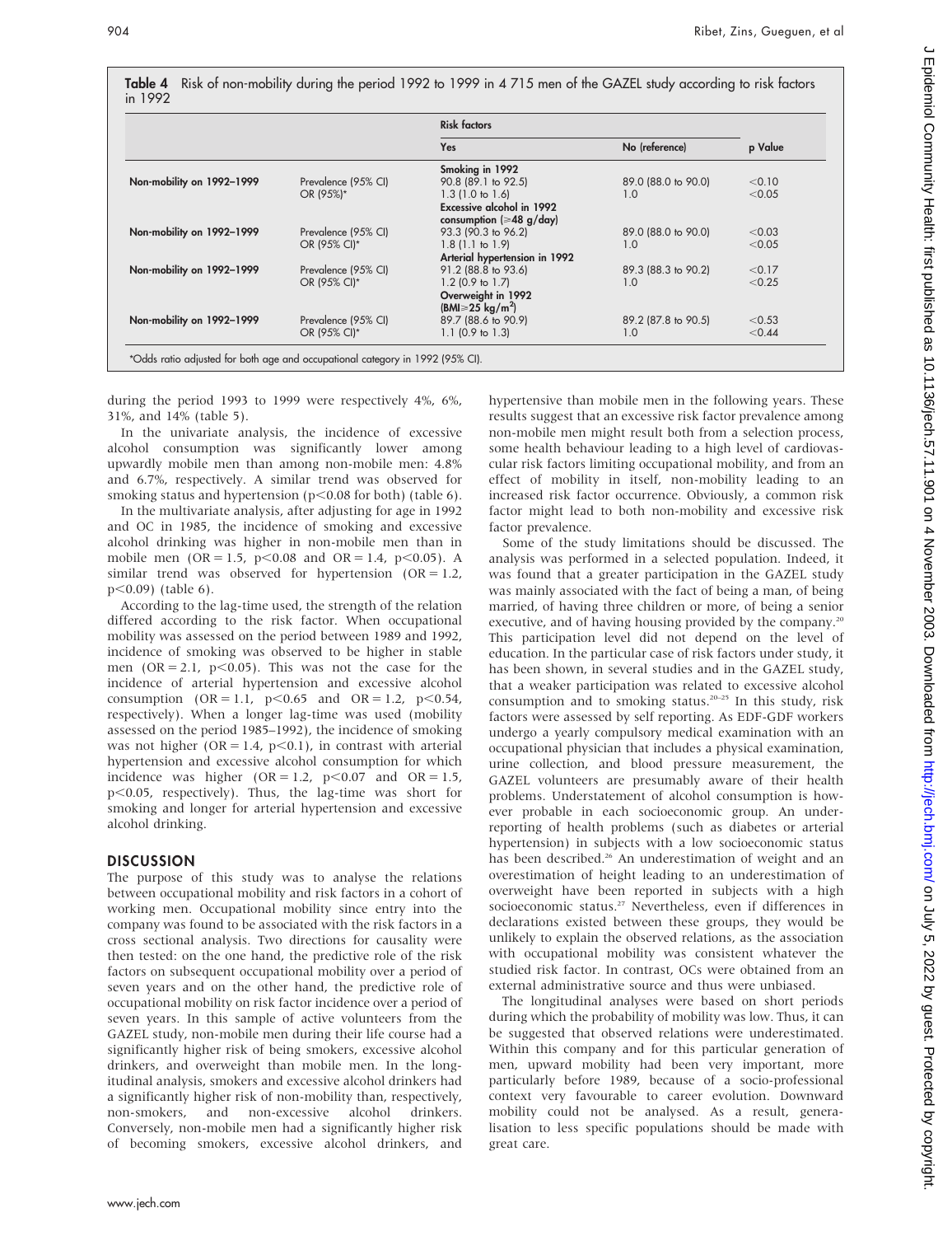**Table 4** Risk of non-mobility during the period 1992 to 1999 in 4 715 men of the GAZEL study according to risk factors in 1992

| | | Risk factors | | |
|---|---|---|---|---|
| | | Yes | No (reference) | p Value |
| | | Smoking in 1992 | | |
| Non-mobility on 1992–1999 | Prevalence (95% CI) | 90.8 (89.1 to 92.5) | 89.0 (88.0 to 90.0) | <0.10 |
| | OR (95%)* | 1.3 (1.0 to 1.6) | 1.0 | <0.05 |
| | | Excessive alcohol in 1992 consumption (≥48 g/day) | | |
| Non-mobility on 1992–1999 | Prevalence (95% CI) | 93.3 (90.3 to 96.2) | 89.0 (88.0 to 90.0) | <0.03 |
| | OR (95% CI)* | 1.8 (1.1 to 1.9) | 1.0 | <0.05 |
| | | Arterial hypertension in 1992 | | |
| Non-mobility on 1992–1999 | Prevalence (95% CI) | 91.2 (88.8 to 93.6) | 89.3 (88.3 to 90.2) | <0.17 |
| | OR (95% CI)* | 1.2 (0.9 to 1.7) | 1.0 | <0.25 |
| | | Overweight in 1992 (BMI≥25 kg/m$^2$) | | |
| Non-mobility on 1992–1999 | Prevalence (95% CI) | 89.7 (88.6 to 90.9) | 89.2 (87.8 to 90.5) | <0.53 |
| | OR (95% CI)* | 1.1 (0.9 to 1.3) | 1.0 | <0.44 |

*Odds ratio adjusted for both age and occupational category in 1992 (95% CI).

during the period 1993 to 1999 were respectively 4%, 6%, 31%, and 14% (table 5).

In the univariate analysis, the incidence of excessive alcohol consumption was significantly lower among upwardly mobile men than among non-mobile men: 4.8% and 6.7%, respectively. A similar trend was observed for smoking status and hypertension ($p<0.08$ for both) (table 6).

In the multivariate analysis, after adjusting for age in 1992 and OC in 1985, the incidence of smoking and excessive alcohol drinking was higher in non-mobile men than in mobile men (OR = 1.5, $p<0.08$ and OR = 1.4, $p<0.05$). A similar trend was observed for hypertension (OR = 1.2, $p<0.09$) (table 6).

According to the lag-time used, the strength of the relation differed according to the risk factor. When occupational mobility was assessed on the period between 1989 and 1992, incidence of smoking was observed to be higher in stable men (OR = 2.1, $p<0.05$). This was not the case for the incidence of arterial hypertension and excessive alcohol consumption (OR = 1.1, $p<0.65$ and OR = 1.2, $p<0.54$, respectively). When a longer lag-time was used (mobility assessed on the period 1985–1992), the incidence of smoking was not higher (OR = 1.4, $p<0.1$), in contrast with arterial hypertension and excessive alcohol consumption for which incidence was higher (OR = 1.2, $p<0.07$ and OR = 1.5, $p<0.05$, respectively). Thus, the lag-time was short for smoking and longer for arterial hypertension and excessive alcohol drinking.

## DISCUSSION

The purpose of this study was to analyse the relations between occupational mobility and risk factors in a cohort of working men. Occupational mobility since entry into the company was found to be associated with the risk factors in a cross sectional analysis. Two directions for causality were then tested: on the one hand, the predictive role of the risk factors on subsequent occupational mobility over a period of seven years and on the other hand, the predictive role of occupational mobility on risk factor incidence over a period of seven years. In this sample of active volunteers from the GAZEL study, non-mobile men during their life course had a significantly higher risk of being smokers, excessive alcohol drinkers, and overweight than mobile men. In the longitudinal analysis, smokers and excessive alcohol drinkers had a significantly higher risk of non-mobility than, respectively, non-smokers, and non-excessive alcohol drinkers. Conversely, non-mobile men had a significantly higher risk of becoming smokers, excessive alcohol drinkers, and hypertensive than mobile men in the following years. These results suggest that an excessive risk factor prevalence among non-mobile men might result both from a selection process, some health behaviour leading to a high level of cardiovascular risk factors limiting occupational mobility, and from an effect of mobility in itself, non-mobility leading to an increased risk factor occurrence. Obviously, a common risk factor might lead to both non-mobility and excessive risk factor prevalence.

Some of the study limitations should be discussed. The analysis was performed in a selected population. Indeed, it was found that a greater participation in the GAZEL study was mainly associated with the fact of being a man, of being married, of having three children or more, of being a senior executive, and of having housing provided by the company.[20] This participation level did not depend on the level of education. In the particular case of risk factors under study, it has been shown, in several studies and in the GAZEL study, that a weaker participation was related to excessive alcohol consumption and to smoking status.[20–25] In this study, risk factors were assessed by self reporting. As EDF-GDF workers undergo a yearly compulsory medical examination with an occupational physician that includes a physical examination, urine collection, and blood pressure measurement, the GAZEL volunteers are presumably aware of their health problems. Understatement of alcohol consumption is however probable in each socioeconomic group. An under-reporting of health problems (such as diabetes or arterial hypertension) in subjects with a low socioeconomic status has been described.[26] An underestimation of weight and an overestimation of height leading to an underestimation of overweight have been reported in subjects with a high socioeconomic status.[27] Nevertheless, even if differences in declarations existed between these groups, they would be unlikely to explain the observed relations, as the association with occupational mobility was consistent whatever the studied risk factor. In contrast, OCs were obtained from an external administrative source and thus were unbiased.

The longitudinal analyses were based on short periods during which the probability of mobility was low. Thus, it can be suggested that observed relations were underestimated. Within this company and for this particular generation of men, upward mobility had been very important, more particularly before 1989, because of a socio-professional context very favourable to career evolution. Downward mobility could not be analysed. As a result, generalisation to less specific populations should be made with great care.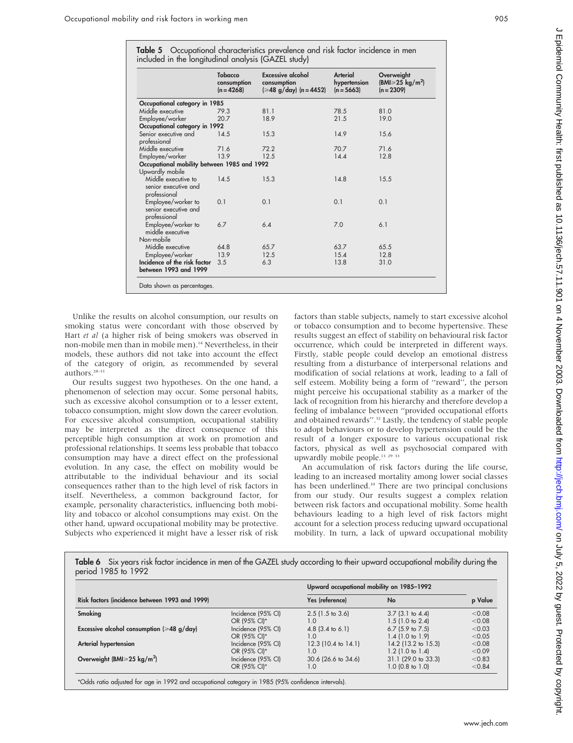**Table 5** Occupational characteristics prevalence and risk factor incidence in men included in the longitudinal analysis (GAZEL study)

| | Tobacco consumption (n = 4268) | Excessive alcohol consumption (≥48 g/day) (n = 4452) | Arterial hypertension (n = 5663) | Overweight (BMI≥25 kg/m²) (n = 2309) |
|---|---|---|---|---|
| **Occupational category in 1985** | | | | |
| Middle executive | 79.3 | 81.1 | 78.5 | 81.0 |
| Employee/worker | 20.7 | 18.9 | 21.5 | 19.0 |
| **Occupational category in 1992** | | | | |
| Senior executive and professional | 14.5 | 15.3 | 14.9 | 15.6 |
| Middle executive | 71.6 | 72.2 | 70.7 | 71.6 |
| Employee/worker | 13.9 | 12.5 | 14.4 | 12.8 |
| **Occupational mobility between 1985 and 1992** | | | | |
| Upwardly mobile | | | | |
| Middle executive to senior executive and professional | 14.5 | 15.3 | 14.8 | 15.5 |
| Employee/worker to senior executive and professional | 0.1 | 0.1 | 0.1 | 0.1 |
| Employee/worker to middle executive | 6.7 | 6.4 | 7.0 | 6.1 |
| Non-mobile | | | | |
| Middle executive | 64.8 | 65.7 | 63.7 | 65.5 |
| Employee/worker | 13.9 | 12.5 | 15.4 | 12.8 |
| **Incidence of the risk factor between 1993 and 1999** | 3.5 | 6.3 | 13.8 | 31.0 |

Data shown as percentages.

Unlike the results on alcohol consumption, our results on smoking status were concordant with those observed by Hart *et al* (a higher risk of being smokers was observed in non-mobile men than in mobile men).[14] Nevertheless, in their models, these authors did not take into account the effect of the category of origin, as recommended by several authors.[28–31]

Our results suggest two hypotheses. On the one hand, a phenomenon of selection may occur. Some personal habits, such as excessive alcohol consumption or to a lesser extent, tobacco consumption, might slow down the career evolution. For excessive alcohol consumption, occupational stability may be interpreted as the direct consequence of this perceptible high consumption at work on promotion and professional relationships. It seems less probable that tobacco consumption may have a direct effect on the professional evolution. In any case, the effect on mobility would be attributable to the individual behaviour and its social consequences rather than to the high level of risk factors in itself. Nevertheless, a common background factor, for example, personality characteristics, influencing both mobility and tobacco or alcohol consumptions may exist. On the other hand, upward occupational mobility may be protective. Subjects who experienced it might have a lesser risk of risk factors than stable subjects, namely to start excessive alcohol or tobacco consumption and to become hypertensive. These results suggest an effect of stability on behavioural risk factor occurrence, which could be interpreted in different ways. Firstly, stable people could develop an emotional distress resulting from a disturbance of interpersonal relations and modification of social relations at work, leading to a fall of self esteem. Mobility being a form of "reward", the person might perceive his occupational stability as a marker of the lack of recognition from his hierarchy and therefore develop a feeling of imbalance between "provided occupational efforts and obtained rewards".[32] Lastly, the tendency of stable people to adopt behaviours or to develop hypertension could be the result of a longer exposure to various occupational risk factors, physical as well as psychosocial compared with upwardly mobile people.[13 29 33]

An accumulation of risk factors during the life course, leading to an increased mortality among lower social classes has been underlined.[10] There are two principal conclusions from our study. Our results suggest a complex relation between risk factors and occupational mobility. Some health behaviours leading to a high level of risk factors might account for a selection process reducing upward occupational mobility. In turn, a lack of upward occupational mobility

**Table 6** Six years risk factor incidence in men of the GAZEL study according to their upward occupational mobility during the period 1985 to 1992

| Risk factors (incidence between 1993 and 1999) | | Upward occupational mobility on 1985–1992: Yes (reference) | Upward occupational mobility on 1985–1992: No | p Value |
|---|---|---|---|---|
| **Smoking** | Incidence (95% CI) | 2.5 (1.5 to 3.6) | 3.7 (3.1 to 4.4) | <0.08 |
| | OR (95% CI)* | 1.0 | 1.5 (1.0 to 2.4) | <0.08 |
| **Excessive alcohol consumption (≥48 g/day)** | Incidence (95% CI) | 4.8 (3.4 to 6.1) | 6.7 (5.9 to 7.5) | <0.03 |
| | OR (95% CI)* | 1.0 | 1.4 (1.0 to 1.9) | <0.05 |
| **Arterial hypertension** | Incidence (95% CI) | 12.3 (10.4 to 14.1) | 14.2 (13.2 to 15.3) | <0.08 |
| | OR (95% CI)* | 1.0 | 1.2 (1.0 to 1.4) | <0.09 |
| **Overweight (BMI≥25 kg/m²)** | Incidence (95% CI) | 30.6 (26.6 to 34.6) | 31.1 (29.0 to 33.3) | <0.83 |
| | OR (95% CI)* | 1.0 | 1.0 (0.8 to 1.0) | <0.84 |

*Odds ratio adjusted for age in 1992 and occupational category in 1985 (95% confidence intervals).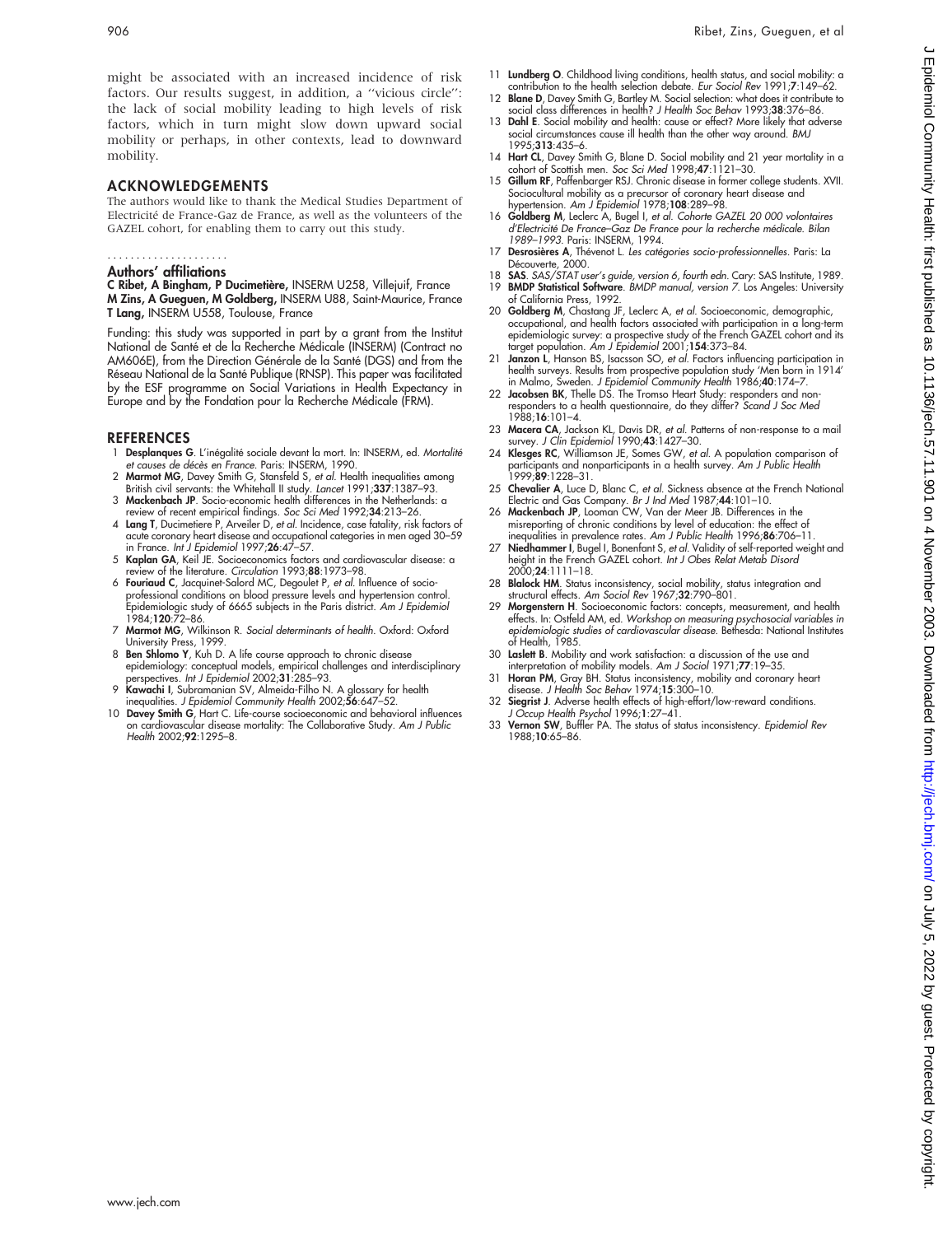might be associated with an increased incidence of risk factors. Our results suggest, in addition, a "vicious circle": the lack of social mobility leading to high levels of risk factors, which in turn might slow down upward social mobility or perhaps, in other contexts, lead to downward mobility.

## ACKNOWLEDGEMENTS

The authors would like to thank the Medical Studies Department of Electricité de France-Gaz de France, as well as the volunteers of the GAZEL cohort, for enabling them to carry out this study.

### Authors' affiliations

**C Ribet, A Bingham, P Ducimetière,** INSERM U258, Villejuif, France
**M Zins, A Gueguen, M Goldberg,** INSERM U88, Saint-Maurice, France
**T Lang,** INSERM U558, Toulouse, France

Funding: this study was supported in part by a grant from the Institut National de Santé et de la Recherche Médicale (INSERM) (Contract no AM606E), from the Direction Générale de la Santé (DGS) and from the Réseau National de la Santé Publique (RNSP). This paper was facilitated by the ESF programme on Social Variations in Health Expectancy in Europe and by the Fondation pour la Recherche Médicale (FRM).

## REFERENCES

1. **Desplanques G**. L'inégalité sociale devant la mort. In: INSERM, ed. *Mortalité et causes de décès en France*. Paris: INSERM, 1990.
2. **Marmot MG**, Davey Smith G, Stansfeld S, *et al*. Health inequalities among British civil servants: the Whitehall II study. *Lancet* 1991;**337**:1387–93.
3. **Mackenbach JP**. Socio-economic health differences in the Netherlands: a review of recent empirical findings. *Soc Sci Med* 1992;**34**:213–26.
4. **Lang T**, Ducimetiere P, Arveiler D, *et al*. Incidence, case fatality, risk factors of acute coronary heart disease and occupational categories in men aged 30–59 in France. *Int J Epidemiol* 1997;**26**:47–57.
5. **Kaplan GA**, Keil JE. Socioeconomics factors and cardiovascular disease: a review of the literature. *Circulation* 1993;**88**:1973–98.
6. **Fouriaud C**, Jacquinet-Salord MC, Degoulet P, *et al*. Influence of socio-professional conditions on blood pressure levels and hypertension control. Epidemiologic study of 6665 subjects in the Paris district. *Am J Epidemiol* 1984;**120**:72–86.
7. **Marmot MG**, Wilkinson R. *Social determinants of health*. Oxford: Oxford University Press, 1999.
8. **Ben Shlomo Y**, Kuh D. A life course approach to chronic disease epidemiology: conceptual models, empirical challenges and interdisciplinary perspectives. *Int J Epidemiol* 2002;**31**:285–93.
9. **Kawachi I**, Subramanian SV, Almeida-Filho N. A glossary for health inequalities. *J Epidemiol Community Health* 2002;**56**:647–52.
10. **Davey Smith G**, Hart C. Life-course socioeconomic and behavioral influences on cardiovascular disease mortality: The Collaborative Study. *Am J Public Health* 2002;**92**:1295–8.
11. **Lundberg O**. Childhood living conditions, health status, and social mobility: a contribution to the health selection debate. *Eur Sociol Rev* 1991;**7**:149–62.
12. **Blane D**, Davey Smith G, Bartley M. Social selection: what does it contribute to social class differences in health? *J Health Soc Behav* 1993;**38**:376–86.
13. **Dahl E**. Social mobility and health: cause or effect? More likely that adverse social circumstances cause ill health than the other way around. *BMJ* 1995;**313**:435–6.
14. **Hart CL**, Davey Smith G, Blane D. Social mobility and 21 year mortality in a cohort of Scottish men. *Soc Sci Med* 1998;**47**:1121–30.
15. **Gillum RF**, Paffenbarger RSJ. Chronic disease in former college students. XVII. Sociocultural mobility as a precursor of coronary heart disease and hypertension. *Am J Epidemiol* 1978;**108**:289–98.
16. **Goldberg M**, Leclerc A, Bugel I, *et al*. *Cohorte GAZEL 20 000 volontaires d'Electricité De France–Gaz De France pour la recherche médicale. Bilan 1989–1993*. Paris: INSERM, 1994.
17. **Desrosières A**, Thévenot L. *Les catégories socio-professionnelles*. Paris: La Découverte, 2000.
18. **SAS**. *SAS/STAT user's guide, version 6, fourth edn*. Cary: SAS Institute, 1989.
19. **BMDP Statistical Software**. *BMDP manual, version 7*. Los Angeles: University of California Press, 1992.
20. **Goldberg M**, Chastang JF, Leclerc A, *et al*. Socioeconomic, demographic, occupational, and health factors associated with participation in a long-term epidemiologic survey: a prospective study of the French GAZEL cohort and its target population. *Am J Epidemiol* 2001;**154**:373–84.
21. **Janzon L**, Hanson BS, Isacsson SO, *et al*. Factors influencing participation in health surveys. Results from prospective population study 'Men born in 1914' in Malmo, Sweden. *J Epidemiol Community Health* 1986;**40**:174–7.
22. **Jacobsen BK**, Thelle DS. The Tromso Heart Study: responders and non-responders to a health questionnaire, do they differ? *Scand J Soc Med* 1988;**16**:101–4.
23. **Macera CA**, Jackson KL, Davis DR, *et al*. Patterns of non-response to a mail survey. *J Clin Epidemiol* 1990;**43**:1427–30.
24. **Klesges RC**, Williamson JE, Somes GW, *et al*. A population comparison of participants and nonparticipants in a health survey. *Am J Public Health* 1999;**89**:1228–31.
25. **Chevalier A**, Luce D, Blanc C, *et al*. Sickness absence at the French National Electric and Gas Company. *Br J Ind Med* 1987;**44**:101–10.
26. **Mackenbach JP**, Looman CW, Van der Meer JB. Differences in the misreporting of chronic conditions by level of education: the effect of inequalities in prevalence rates. *Am J Public Health* 1996;**86**:706–11.
27. **Niedhammer I**, Bugel I, Bonenfant S, *et al*. Validity of self-reported weight and height in the French GAZEL cohort. *Int J Obes Relat Metab Disord* 2000;**24**:1111–18.
28. **Blalock HM**. Status inconsistency, social mobility, status integration and structural effects. *Am Sociol Rev* 1967;**32**:790–801.
29. **Morgenstern H**. Socioeconomic factors: concepts, measurement, and health effects. In: Ostfeld AM, ed. *Workshop on measuring psychosocial variables in epidemiologic studies of cardiovascular disease*. Bethesda: National Institutes of Health, 1985.
30. **Laslett B**. Mobility and work satisfaction: a discussion of the use and interpretation of mobility models. *Am J Sociol* 1971;**77**:19–35.
31. **Horan PM**, Gray BH. Status inconsistency, mobility and coronary heart disease. *J Health Soc Behav* 1974;**15**:300–10.
32. **Siegrist J**. Adverse health effects of high-effort/low-reward conditions. *J Occup Health Psychol* 1996;**1**:27–41.
33. **Vernon SW**, Buffler PA. The status of status inconsistency. *Epidemiol Rev* 1988;**10**:65–86.